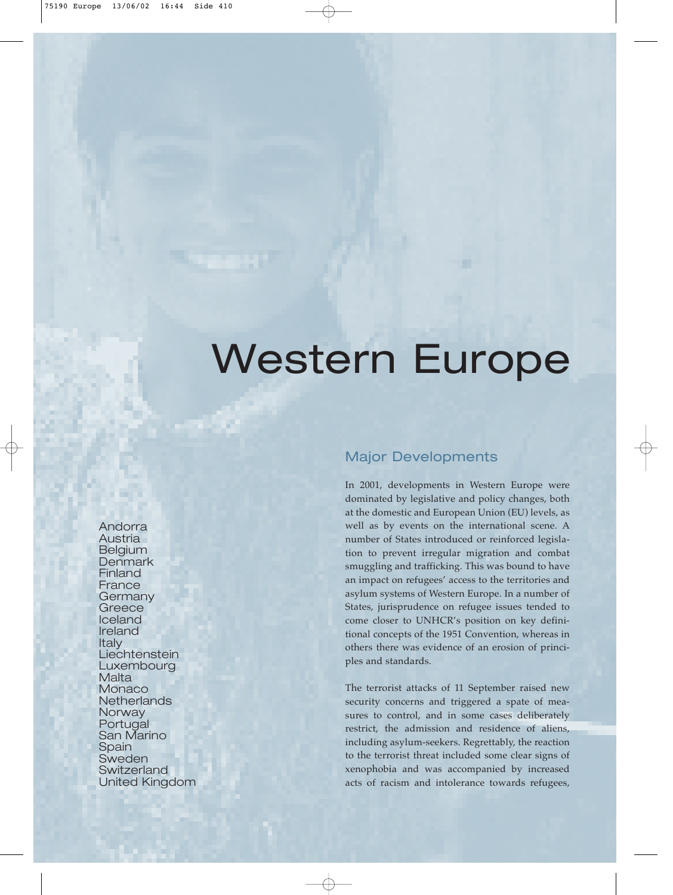# Western Europe

Andorra
Austria
Belgium
Denmark
Finland
France
Germany
Greece
Iceland
Ireland
Italy
Liechtenstein
Luxembourg
Malta
Monaco
Netherlands
Norway
Portugal
San Marino
Spain
Sweden
Switzerland
United Kingdom

## Major Developments

In 2001, developments in Western Europe were dominated by legislative and policy changes, both at the domestic and European Union (EU) levels, as well as by events on the international scene. A number of States introduced or reinforced legislation to prevent irregular migration and combat smuggling and trafficking. This was bound to have an impact on refugees' access to the territories and asylum systems of Western Europe. In a number of States, jurisprudence on refugee issues tended to come closer to UNHCR's position on key definitional concepts of the 1951 Convention, whereas in others there was evidence of an erosion of principles and standards.

The terrorist attacks of 11 September raised new security concerns and triggered a spate of measures to control, and in some cases deliberately restrict, the admission and residence of aliens, including asylum-seekers. Regrettably, the reaction to the terrorist threat included some clear signs of xenophobia and was accompanied by increased acts of racism and intolerance towards refugees,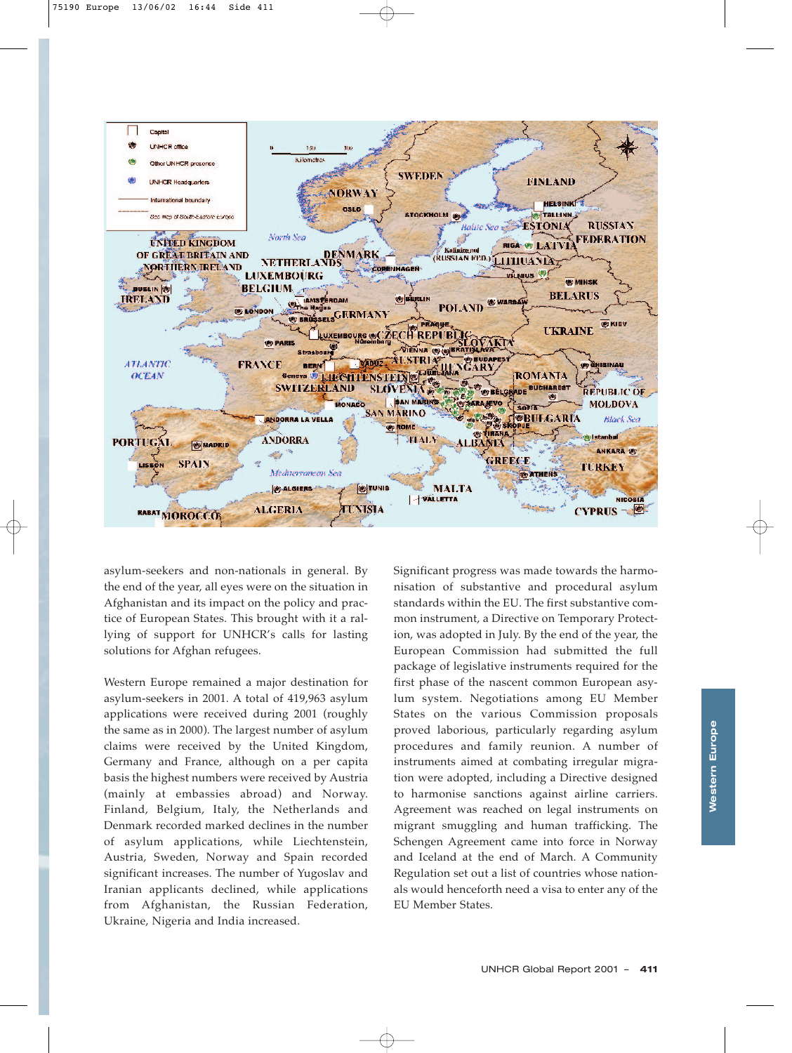asylum-seekers and non-nationals in general. By the end of the year, all eyes were on the situation in Afghanistan and its impact on the policy and practice of European States. This brought with it a rallying of support for UNHCR's calls for lasting solutions for Afghan refugees.

Western Europe remained a major destination for asylum-seekers in 2001. A total of 419,963 asylum applications were received during 2001 (roughly the same as in 2000). The largest number of asylum claims were received by the United Kingdom, Germany and France, although on a per capita basis the highest numbers were received by Austria (mainly at embassies abroad) and Norway. Finland, Belgium, Italy, the Netherlands and Denmark recorded marked declines in the number of asylum applications, while Liechtenstein, Austria, Sweden, Norway and Spain recorded significant increases. The number of Yugoslav and Iranian applicants declined, while applications from Afghanistan, the Russian Federation, Ukraine, Nigeria and India increased.

Significant progress was made towards the harmonisation of substantive and procedural asylum standards within the EU. The first substantive common instrument, a Directive on Temporary Protection, was adopted in July. By the end of the year, the European Commission had submitted the full package of legislative instruments required for the first phase of the nascent common European asylum system. Negotiations among EU Member States on the various Commission proposals proved laborious, particularly regarding asylum procedures and family reunion. A number of instruments aimed at combating irregular migration were adopted, including a Directive designed to harmonise sanctions against airline carriers. Agreement was reached on legal instruments on migrant smuggling and human trafficking. The Schengen Agreement came into force in Norway and Iceland at the end of March. A Community Regulation set out a list of countries whose nationals would henceforth need a visa to enter any of the EU Member States.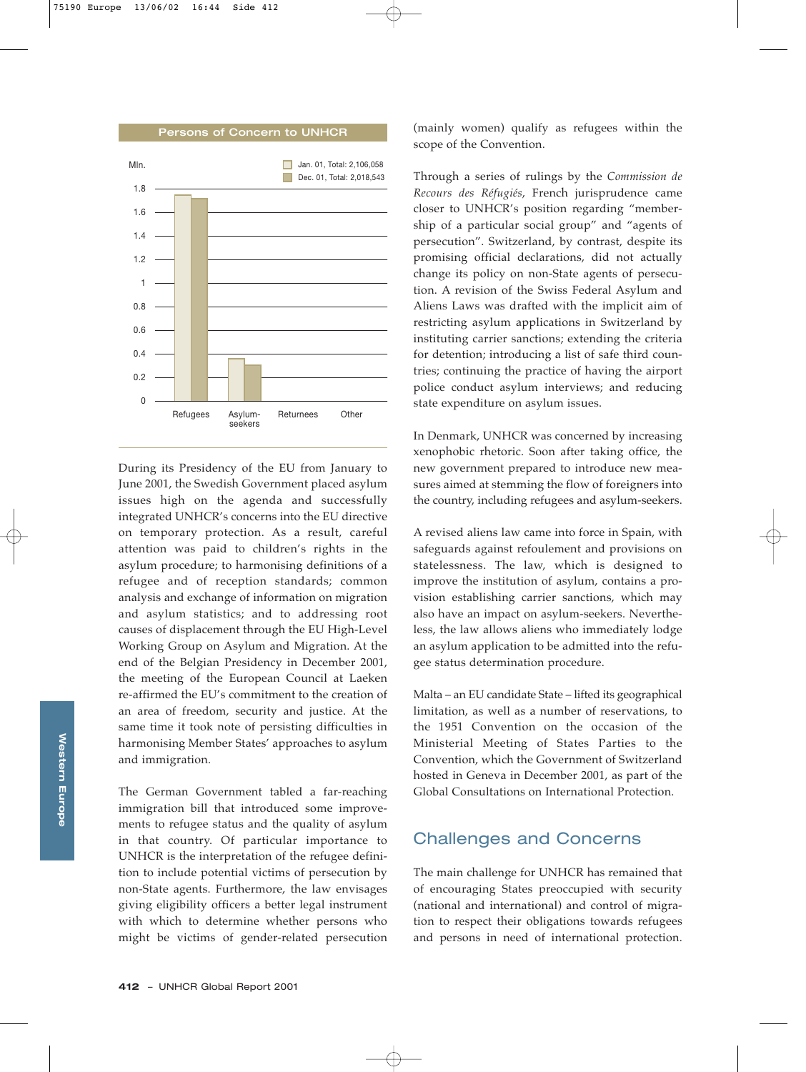Persons of Concern to UNHCR

Mln.

Jan. 01, Total: 2,106,058
Dec. 01, Total: 2,018,543

Refugees | Asylum-seekers | Returnees | Other

During its Presidency of the EU from January to June 2001, the Swedish Government placed asylum issues high on the agenda and successfully integrated UNHCR's concerns into the EU directive on temporary protection. As a result, careful attention was paid to children's rights in the asylum procedure; to harmonising definitions of a refugee and of reception standards; common analysis and exchange of information on migration and asylum statistics; and to addressing root causes of displacement through the EU High-Level Working Group on Asylum and Migration. At the end of the Belgian Presidency in December 2001, the meeting of the European Council at Laeken re-affirmed the EU's commitment to the creation of an area of freedom, security and justice. At the same time it took note of persisting difficulties in harmonising Member States' approaches to asylum and immigration.

The German Government tabled a far-reaching immigration bill that introduced some improvements to refugee status and the quality of asylum in that country. Of particular importance to UNHCR is the interpretation of the refugee definition to include potential victims of persecution by non-State agents. Furthermore, the law envisages giving eligibility officers a better legal instrument with which to determine whether persons who might be victims of gender-related persecution (mainly women) qualify as refugees within the scope of the Convention.

Through a series of rulings by the *Commission de Recours des Réfugiés*, French jurisprudence came closer to UNHCR's position regarding "membership of a particular social group" and "agents of persecution". Switzerland, by contrast, despite its promising official declarations, did not actually change its policy on non-State agents of persecution. A revision of the Swiss Federal Asylum and Aliens Laws was drafted with the implicit aim of restricting asylum applications in Switzerland by instituting carrier sanctions; extending the criteria for detention; introducing a list of safe third countries; continuing the practice of having the airport police conduct asylum interviews; and reducing state expenditure on asylum issues.

In Denmark, UNHCR was concerned by increasing xenophobic rhetoric. Soon after taking office, the new government prepared to introduce new measures aimed at stemming the flow of foreigners into the country, including refugees and asylum-seekers.

A revised aliens law came into force in Spain, with safeguards against refoulement and provisions on statelessness. The law, which is designed to improve the institution of asylum, contains a provision establishing carrier sanctions, which may also have an impact on asylum-seekers. Nevertheless, the law allows aliens who immediately lodge an asylum application to be admitted into the refugee status determination procedure.

Malta – an EU candidate State – lifted its geographical limitation, as well as a number of reservations, to the 1951 Convention on the occasion of the Ministerial Meeting of States Parties to the Convention, which the Government of Switzerland hosted in Geneva in December 2001, as part of the Global Consultations on International Protection.

## Challenges and Concerns

The main challenge for UNHCR has remained that of encouraging States preoccupied with security (national and international) and control of migration to respect their obligations towards refugees and persons in need of international protection.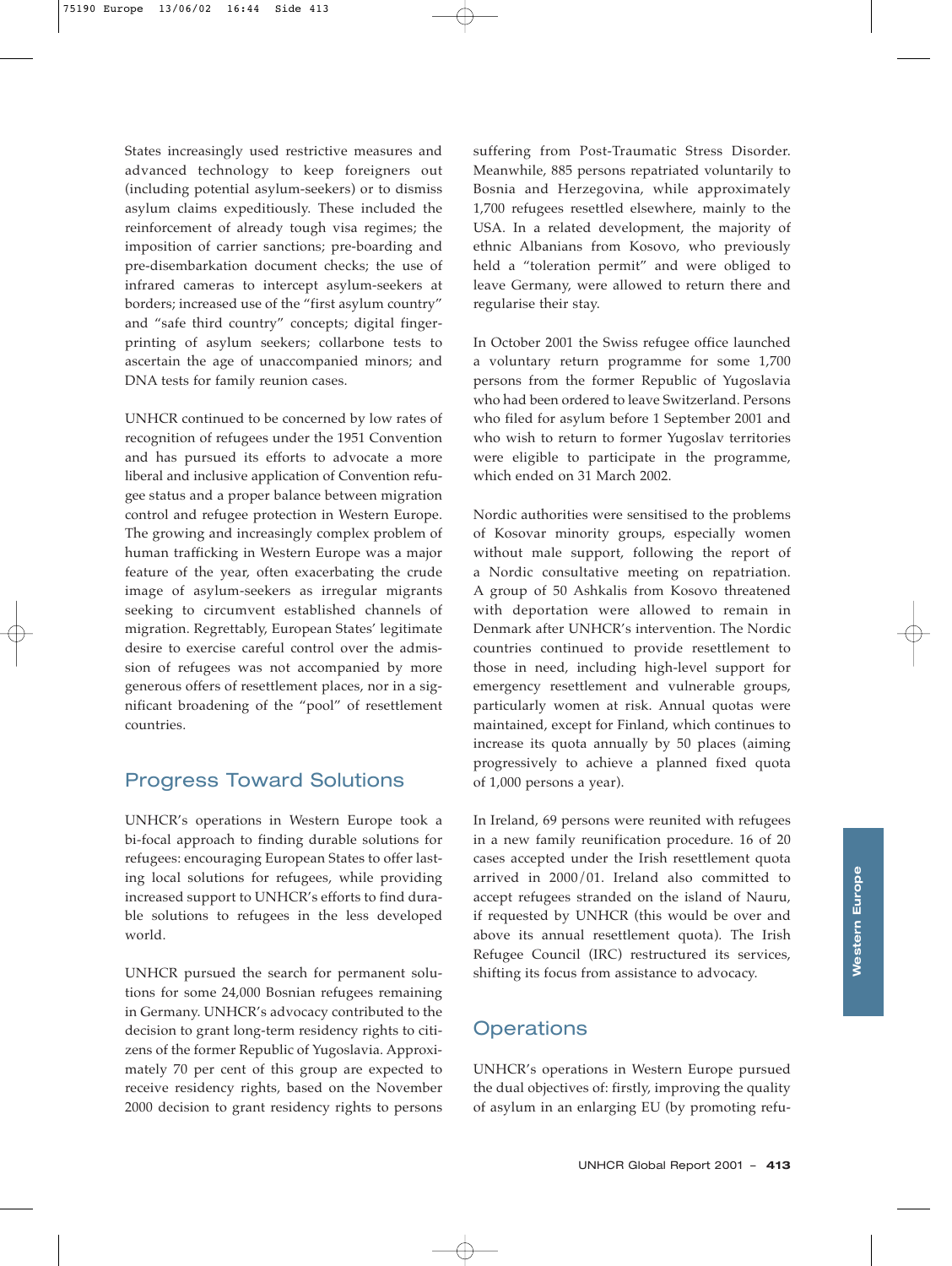States increasingly used restrictive measures and advanced technology to keep foreigners out (including potential asylum-seekers) or to dismiss asylum claims expeditiously. These included the reinforcement of already tough visa regimes; the imposition of carrier sanctions; pre-boarding and pre-disembarkation document checks; the use of infrared cameras to intercept asylum-seekers at borders; increased use of the "first asylum country" and "safe third country" concepts; digital fingerprinting of asylum seekers; collarbone tests to ascertain the age of unaccompanied minors; and DNA tests for family reunion cases.

UNHCR continued to be concerned by low rates of recognition of refugees under the 1951 Convention and has pursued its efforts to advocate a more liberal and inclusive application of Convention refugee status and a proper balance between migration control and refugee protection in Western Europe. The growing and increasingly complex problem of human trafficking in Western Europe was a major feature of the year, often exacerbating the crude image of asylum-seekers as irregular migrants seeking to circumvent established channels of migration. Regrettably, European States' legitimate desire to exercise careful control over the admission of refugees was not accompanied by more generous offers of resettlement places, nor in a significant broadening of the "pool" of resettlement countries.

## Progress Toward Solutions

UNHCR's operations in Western Europe took a bi-focal approach to finding durable solutions for refugees: encouraging European States to offer lasting local solutions for refugees, while providing increased support to UNHCR's efforts to find durable solutions to refugees in the less developed world.

UNHCR pursued the search for permanent solutions for some 24,000 Bosnian refugees remaining in Germany. UNHCR's advocacy contributed to the decision to grant long-term residency rights to citizens of the former Republic of Yugoslavia. Approximately 70 per cent of this group are expected to receive residency rights, based on the November 2000 decision to grant residency rights to persons suffering from Post-Traumatic Stress Disorder. Meanwhile, 885 persons repatriated voluntarily to Bosnia and Herzegovina, while approximately 1,700 refugees resettled elsewhere, mainly to the USA. In a related development, the majority of ethnic Albanians from Kosovo, who previously held a "toleration permit" and were obliged to leave Germany, were allowed to return there and regularise their stay.

In October 2001 the Swiss refugee office launched a voluntary return programme for some 1,700 persons from the former Republic of Yugoslavia who had been ordered to leave Switzerland. Persons who filed for asylum before 1 September 2001 and who wish to return to former Yugoslav territories were eligible to participate in the programme, which ended on 31 March 2002.

Nordic authorities were sensitised to the problems of Kosovar minority groups, especially women without male support, following the report of a Nordic consultative meeting on repatriation. A group of 50 Ashkalis from Kosovo threatened with deportation were allowed to remain in Denmark after UNHCR's intervention. The Nordic countries continued to provide resettlement to those in need, including high-level support for emergency resettlement and vulnerable groups, particularly women at risk. Annual quotas were maintained, except for Finland, which continues to increase its quota annually by 50 places (aiming progressively to achieve a planned fixed quota of 1,000 persons a year).

In Ireland, 69 persons were reunited with refugees in a new family reunification procedure. 16 of 20 cases accepted under the Irish resettlement quota arrived in 2000/01. Ireland also committed to accept refugees stranded on the island of Nauru, if requested by UNHCR (this would be over and above its annual resettlement quota). The Irish Refugee Council (IRC) restructured its services, shifting its focus from assistance to advocacy.

## Operations

UNHCR's operations in Western Europe pursued the dual objectives of: firstly, improving the quality of asylum in an enlarging EU (by promoting refu-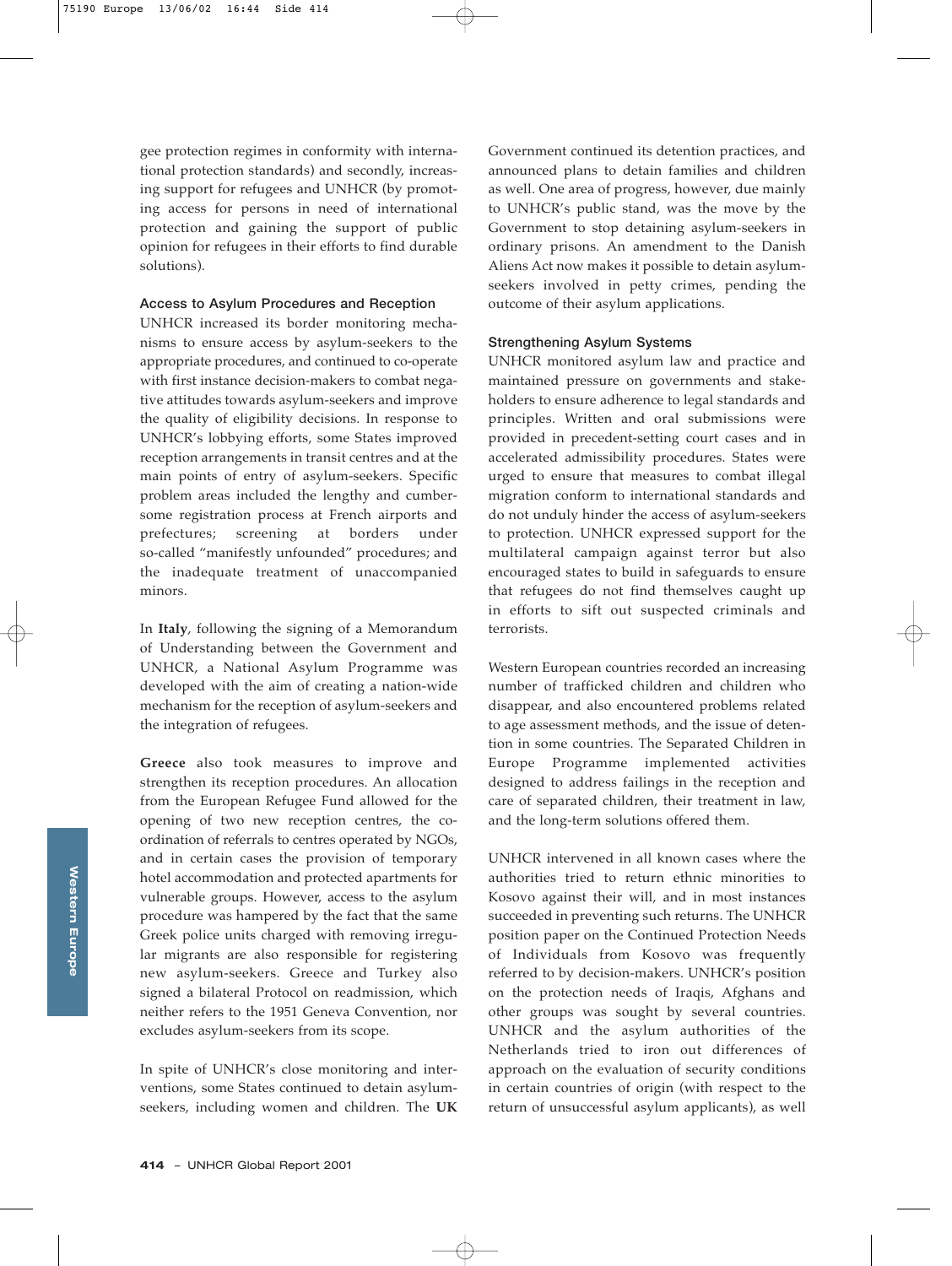gee protection regimes in conformity with international protection standards) and secondly, increasing support for refugees and UNHCR (by promoting access for persons in need of international protection and gaining the support of public opinion for refugees in their efforts to find durable solutions).

### Access to Asylum Procedures and Reception

UNHCR increased its border monitoring mechanisms to ensure access by asylum-seekers to the appropriate procedures, and continued to co-operate with first instance decision-makers to combat negative attitudes towards asylum-seekers and improve the quality of eligibility decisions. In response to UNHCR's lobbying efforts, some States improved reception arrangements in transit centres and at the main points of entry of asylum-seekers. Specific problem areas included the lengthy and cumbersome registration process at French airports and prefectures; screening at borders under so-called "manifestly unfounded" procedures; and the inadequate treatment of unaccompanied minors.

In **Italy**, following the signing of a Memorandum of Understanding between the Government and UNHCR, a National Asylum Programme was developed with the aim of creating a nation-wide mechanism for the reception of asylum-seekers and the integration of refugees.

**Greece** also took measures to improve and strengthen its reception procedures. An allocation from the European Refugee Fund allowed for the opening of two new reception centres, the co-ordination of referrals to centres operated by NGOs, and in certain cases the provision of temporary hotel accommodation and protected apartments for vulnerable groups. However, access to the asylum procedure was hampered by the fact that the same Greek police units charged with removing irregular migrants are also responsible for registering new asylum-seekers. Greece and Turkey also signed a bilateral Protocol on readmission, which neither refers to the 1951 Geneva Convention, nor excludes asylum-seekers from its scope.

In spite of UNHCR's close monitoring and interventions, some States continued to detain asylum-seekers, including women and children. The **UK** Government continued its detention practices, and announced plans to detain families and children as well. One area of progress, however, due mainly to UNHCR's public stand, was the move by the Government to stop detaining asylum-seekers in ordinary prisons. An amendment to the Danish Aliens Act now makes it possible to detain asylum-seekers involved in petty crimes, pending the outcome of their asylum applications.

### Strengthening Asylum Systems

UNHCR monitored asylum law and practice and maintained pressure on governments and stakeholders to ensure adherence to legal standards and principles. Written and oral submissions were provided in precedent-setting court cases and in accelerated admissibility procedures. States were urged to ensure that measures to combat illegal migration conform to international standards and do not unduly hinder the access of asylum-seekers to protection. UNHCR expressed support for the multilateral campaign against terror but also encouraged states to build in safeguards to ensure that refugees do not find themselves caught up in efforts to sift out suspected criminals and terrorists.

Western European countries recorded an increasing number of trafficked children and children who disappear, and also encountered problems related to age assessment methods, and the issue of detention in some countries. The Separated Children in Europe Programme implemented activities designed to address failings in the reception and care of separated children, their treatment in law, and the long-term solutions offered them.

UNHCR intervened in all known cases where the authorities tried to return ethnic minorities to Kosovo against their will, and in most instances succeeded in preventing such returns. The UNHCR position paper on the Continued Protection Needs of Individuals from Kosovo was frequently referred to by decision-makers. UNHCR's position on the protection needs of Iraqis, Afghans and other groups was sought by several countries. UNHCR and the asylum authorities of the Netherlands tried to iron out differences of approach on the evaluation of security conditions in certain countries of origin (with respect to the return of unsuccessful asylum applicants), as well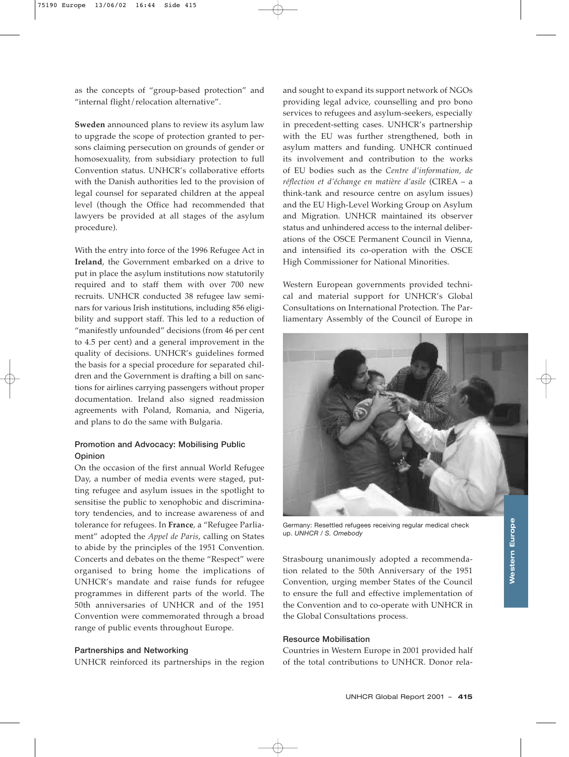as the concepts of "group-based protection" and "internal flight/relocation alternative".

**Sweden** announced plans to review its asylum law to upgrade the scope of protection granted to persons claiming persecution on grounds of gender or homosexuality, from subsidiary protection to full Convention status. UNHCR's collaborative efforts with the Danish authorities led to the provision of legal counsel for separated children at the appeal level (though the Office had recommended that lawyers be provided at all stages of the asylum procedure).

With the entry into force of the 1996 Refugee Act in **Ireland**, the Government embarked on a drive to put in place the asylum institutions now statutorily required and to staff them with over 700 new recruits. UNHCR conducted 38 refugee law seminars for various Irish institutions, including 856 eligibility and support staff. This led to a reduction of "manifestly unfounded" decisions (from 46 per cent to 4.5 per cent) and a general improvement in the quality of decisions. UNHCR's guidelines formed the basis for a special procedure for separated children and the Government is drafting a bill on sanctions for airlines carrying passengers without proper documentation. Ireland also signed readmission agreements with Poland, Romania, and Nigeria, and plans to do the same with Bulgaria.

### Promotion and Advocacy: Mobilising Public Opinion

On the occasion of the first annual World Refugee Day, a number of media events were staged, putting refugee and asylum issues in the spotlight to sensitise the public to xenophobic and discriminatory tendencies, and to increase awareness of and tolerance for refugees. In **France**, a "Refugee Parliament" adopted the *Appel de Paris*, calling on States to abide by the principles of the 1951 Convention. Concerts and debates on the theme "Respect" were organised to bring home the implications of UNHCR's mandate and raise funds for refugee programmes in different parts of the world. The 50th anniversaries of UNHCR and of the 1951 Convention were commemorated through a broad range of public events throughout Europe.

### Partnerships and Networking

UNHCR reinforced its partnerships in the region and sought to expand its support network of NGOs providing legal advice, counselling and pro bono services to refugees and asylum-seekers, especially in precedent-setting cases. UNHCR's partnership with the EU was further strengthened, both in asylum matters and funding. UNHCR continued its involvement and contribution to the works of EU bodies such as the *Centre d'information, de réflection et d'échange en matière d'asile* (CIREA – a think-tank and resource centre on asylum issues) and the EU High-Level Working Group on Asylum and Migration. UNHCR maintained its observer status and unhindered access to the internal deliberations of the OSCE Permanent Council in Vienna, and intensified its co-operation with the OSCE High Commissioner for National Minorities.

Western European governments provided technical and material support for UNHCR's Global Consultations on International Protection. The Parliamentary Assembly of the Council of Europe in Strasbourg unanimously adopted a recommendation related to the 50th Anniversary of the 1951 Convention, urging member States of the Council to ensure the full and effective implementation of the Convention and to co-operate with UNHCR in the Global Consultations process.

Germany: Resettled refugees receiving regular medical check up. *UNHCR / S. Omebody*

### Resource Mobilisation

Countries in Western Europe in 2001 provided half of the total contributions to UNHCR. Donor rela-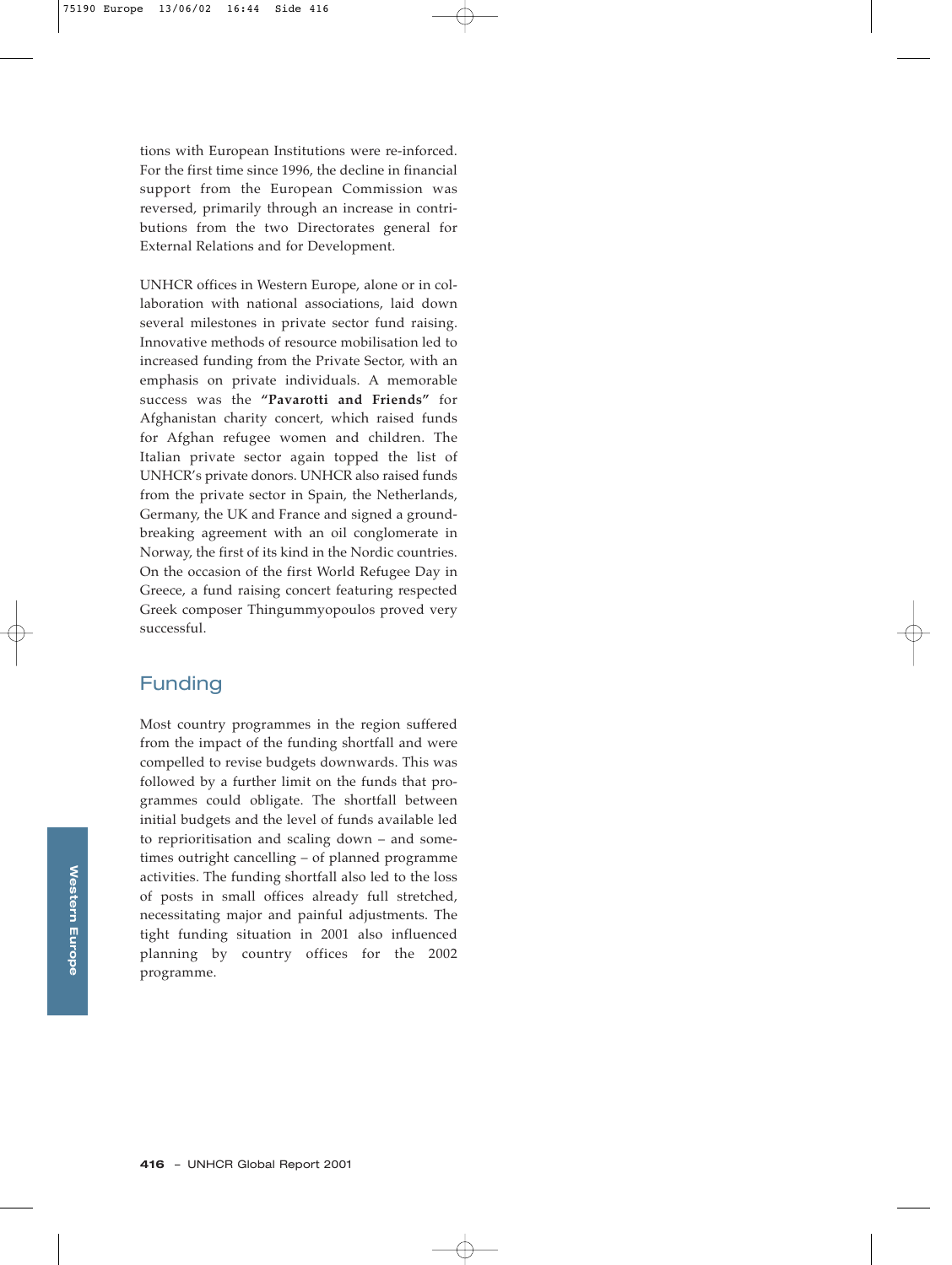tions with European Institutions were re-inforced. For the first time since 1996, the decline in financial support from the European Commission was reversed, primarily through an increase in contributions from the two Directorates general for External Relations and for Development.

UNHCR offices in Western Europe, alone or in collaboration with national associations, laid down several milestones in private sector fund raising. Innovative methods of resource mobilisation led to increased funding from the Private Sector, with an emphasis on private individuals. A memorable success was the **"Pavarotti and Friends"** for Afghanistan charity concert, which raised funds for Afghan refugee women and children. The Italian private sector again topped the list of UNHCR's private donors. UNHCR also raised funds from the private sector in Spain, the Netherlands, Germany, the UK and France and signed a groundbreaking agreement with an oil conglomerate in Norway, the first of its kind in the Nordic countries. On the occasion of the first World Refugee Day in Greece, a fund raising concert featuring respected Greek composer Thingummyopoulos proved very successful.

## Funding

Most country programmes in the region suffered from the impact of the funding shortfall and were compelled to revise budgets downwards. This was followed by a further limit on the funds that programmes could obligate. The shortfall between initial budgets and the level of funds available led to reprioritisation and scaling down – and sometimes outright cancelling – of planned programme activities. The funding shortfall also led to the loss of posts in small offices already full stretched, necessitating major and painful adjustments. The tight funding situation in 2001 also influenced planning by country offices for the 2002 programme.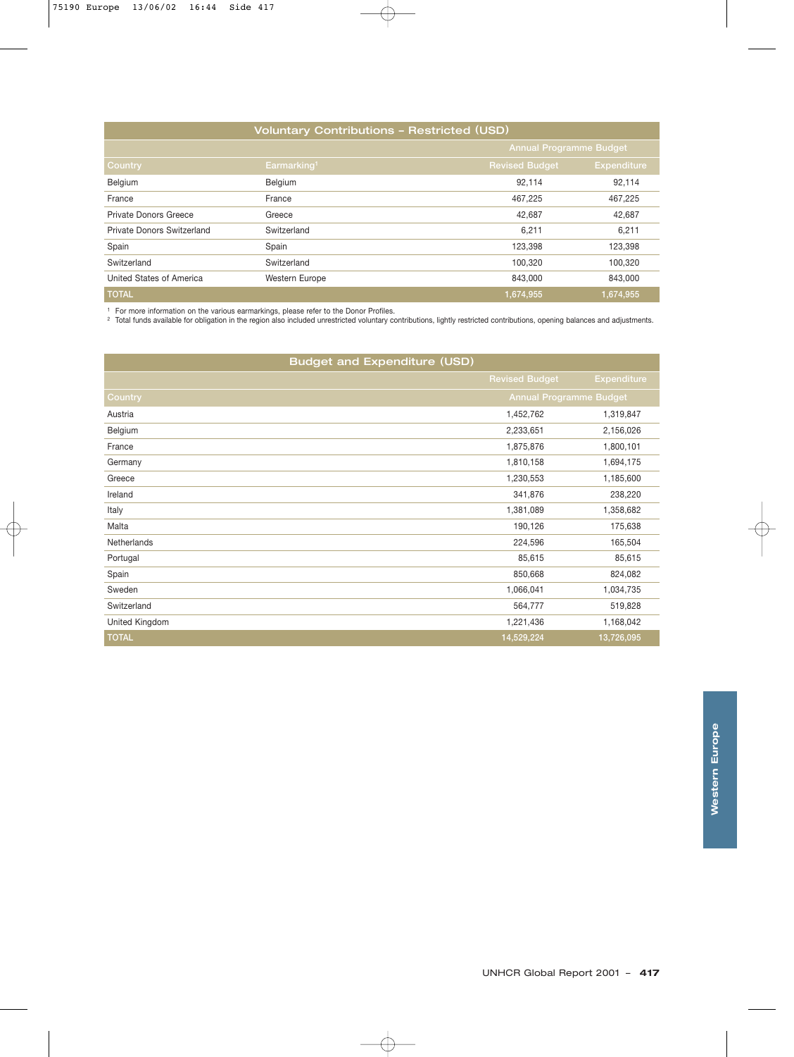| Voluntary Contributions – Restricted (USD) | | | |
|---|---|---|---|
| | | Annual Programme Budget | |
| Country | Earmarking[1] | Revised Budget | Expenditure |
| Belgium | Belgium | 92,114 | 92,114 |
| France | France | 467,225 | 467,225 |
| Private Donors Greece | Greece | 42,687 | 42,687 |
| Private Donors Switzerland | Switzerland | 6,211 | 6,211 |
| Spain | Spain | 123,398 | 123,398 |
| Switzerland | Switzerland | 100,320 | 100,320 |
| United States of America | Western Europe | 843,000 | 843,000 |
| TOTAL | | 1,674,955 | 1,674,955 |

[1] For more information on the various earmarkings, please refer to the Donor Profiles.
[2] Total funds available for obligation in the region also included unrestricted voluntary contributions, lightly restricted contributions, opening balances and adjustments.

| Budget and Expenditure (USD) | | |
|---|---|---|
| | Revised Budget | Expenditure |
| Country | Annual Programme Budget | |
| Austria | 1,452,762 | 1,319,847 |
| Belgium | 2,233,651 | 2,156,026 |
| France | 1,875,876 | 1,800,101 |
| Germany | 1,810,158 | 1,694,175 |
| Greece | 1,230,553 | 1,185,600 |
| Ireland | 341,876 | 238,220 |
| Italy | 1,381,089 | 1,358,682 |
| Malta | 190,126 | 175,638 |
| Netherlands | 224,596 | 165,504 |
| Portugal | 85,615 | 85,615 |
| Spain | 850,668 | 824,082 |
| Sweden | 1,066,041 | 1,034,735 |
| Switzerland | 564,777 | 519,828 |
| United Kingdom | 1,221,436 | 1,168,042 |
| TOTAL | 14,529,224 | 13,726,095 |